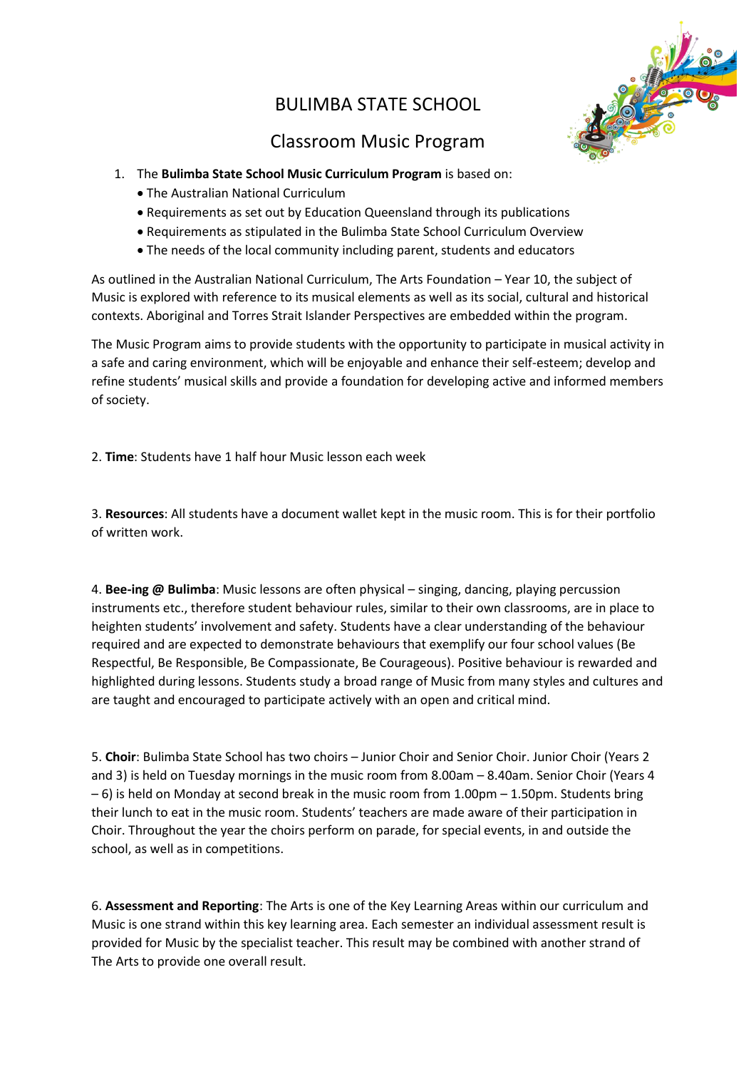# BULIMBA STATE SCHOOL

## Classroom Music Program

1. The **Bulimba State School Music Curriculum Program** is based on:
   - The Australian National Curriculum
   - Requirements as set out by Education Queensland through its publications
   - Requirements as stipulated in the Bulimba State School Curriculum Overview
   - The needs of the local community including parent, students and educators

As outlined in the Australian National Curriculum, The Arts Foundation – Year 10, the subject of Music is explored with reference to its musical elements as well as its social, cultural and historical contexts. Aboriginal and Torres Strait Islander Perspectives are embedded within the program.

The Music Program aims to provide students with the opportunity to participate in musical activity in a safe and caring environment, which will be enjoyable and enhance their self-esteem; develop and refine students' musical skills and provide a foundation for developing active and informed members of society.

2. **Time**: Students have 1 half hour Music lesson each week

3. **Resources**: All students have a document wallet kept in the music room. This is for their portfolio of written work.

4. **Bee-ing @ Bulimba**: Music lessons are often physical – singing, dancing, playing percussion instruments etc., therefore student behaviour rules, similar to their own classrooms, are in place to heighten students' involvement and safety. Students have a clear understanding of the behaviour required and are expected to demonstrate behaviours that exemplify our four school values (Be Respectful, Be Responsible, Be Compassionate, Be Courageous). Positive behaviour is rewarded and highlighted during lessons. Students study a broad range of Music from many styles and cultures and are taught and encouraged to participate actively with an open and critical mind.

5. **Choir**: Bulimba State School has two choirs – Junior Choir and Senior Choir. Junior Choir (Years 2 and 3) is held on Tuesday mornings in the music room from 8.00am – 8.40am. Senior Choir (Years 4 – 6) is held on Monday at second break in the music room from 1.00pm – 1.50pm. Students bring their lunch to eat in the music room. Students' teachers are made aware of their participation in Choir. Throughout the year the choirs perform on parade, for special events, in and outside the school, as well as in competitions.

6. **Assessment and Reporting**: The Arts is one of the Key Learning Areas within our curriculum and Music is one strand within this key learning area. Each semester an individual assessment result is provided for Music by the specialist teacher. This result may be combined with another strand of The Arts to provide one overall result.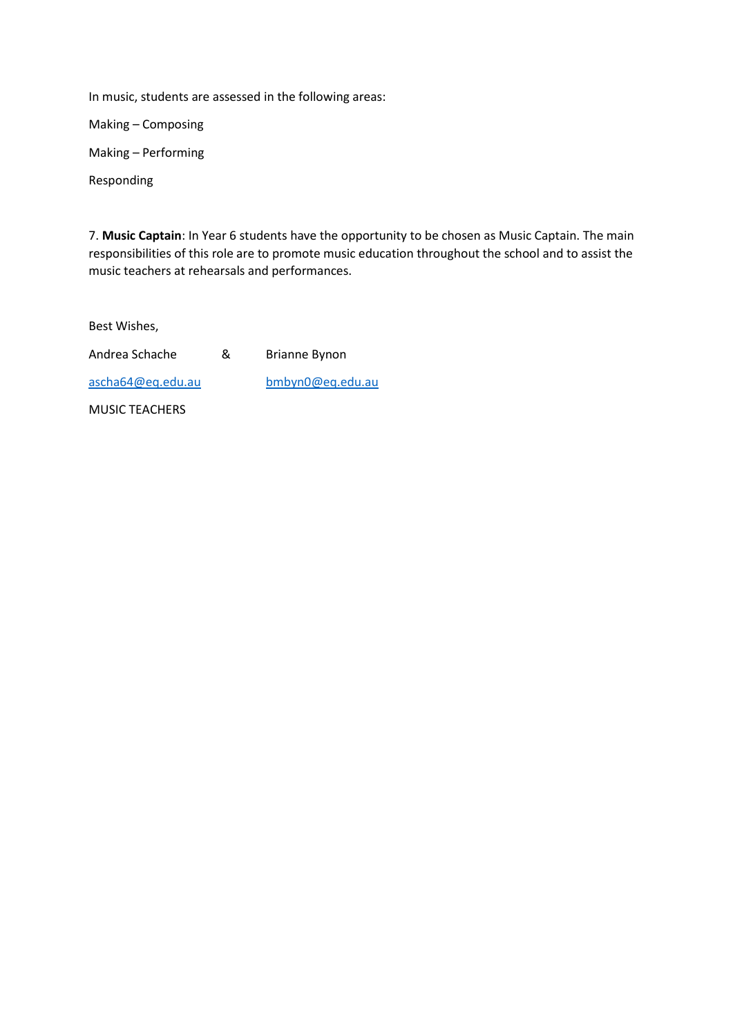In music, students are assessed in the following areas:

Making – Composing

Making – Performing

Responding

7. **Music Captain**: In Year 6 students have the opportunity to be chosen as Music Captain. The main responsibilities of this role are to promote music education throughout the school and to assist the music teachers at rehearsals and performances.

Best Wishes,

Andrea Schache & Brianne Bynon

ascha64@eq.edu.au bmbyn0@eq.edu.au

MUSIC TEACHERS